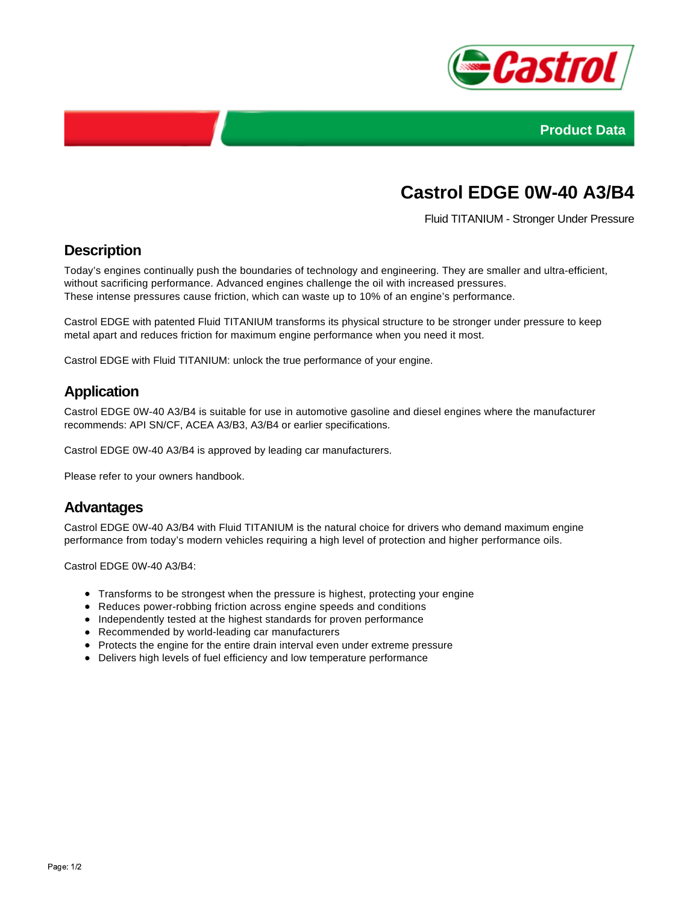Product Data

# Castrol EDGE 0W-40 A3/B4

Fluid TITANIUM - Stronger Under Pressure

## Description

Today's engines continually push the boundaries of technology and engineering. They are smaller and ultra-efficient, without sacrificing performance. Advanced engines challenge the oil with increased pressures.
These intense pressures cause friction, which can waste up to 10% of an engine's performance.

Castrol EDGE with patented Fluid TITANIUM transforms its physical structure to be stronger under pressure to keep metal apart and reduces friction for maximum engine performance when you need it most.

Castrol EDGE with Fluid TITANIUM: unlock the true performance of your engine.

## Application

Castrol EDGE 0W-40 A3/B4 is suitable for use in automotive gasoline and diesel engines where the manufacturer recommends: API SN/CF, ACEA A3/B3, A3/B4 or earlier specifications.

Castrol EDGE 0W-40 A3/B4 is approved by leading car manufacturers.

Please refer to your owners handbook.

## Advantages

Castrol EDGE 0W-40 A3/B4 with Fluid TITANIUM is the natural choice for drivers who demand maximum engine performance from today's modern vehicles requiring a high level of protection and higher performance oils.

Castrol EDGE 0W-40 A3/B4:

- Transforms to be strongest when the pressure is highest, protecting your engine
- Reduces power-robbing friction across engine speeds and conditions
- Independently tested at the highest standards for proven performance
- Recommended by world-leading car manufacturers
- Protects the engine for the entire drain interval even under extreme pressure
- Delivers high levels of fuel efficiency and low temperature performance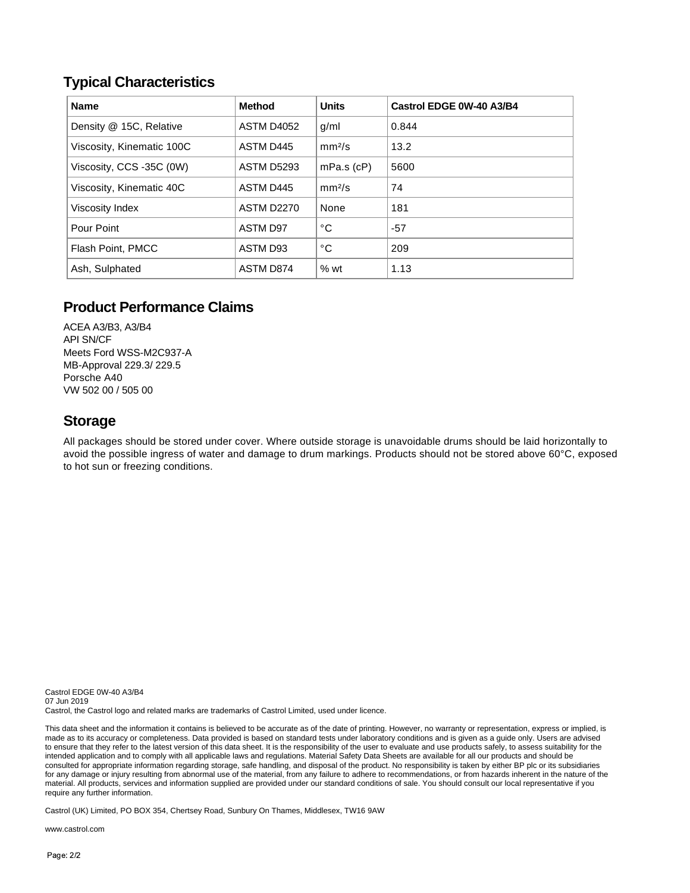## Typical Characteristics

| Name | Method | Units | Castrol EDGE 0W-40 A3/B4 |
| --- | --- | --- | --- |
| Density @ 15C, Relative | ASTM D4052 | g/ml | 0.844 |
| Viscosity, Kinematic 100C | ASTM D445 | $mm^2/s$ | 13.2 |
| Viscosity, CCS -35C (0W) | ASTM D5293 | mPa.s (cP) | 5600 |
| Viscosity, Kinematic 40C | ASTM D445 | $mm^2/s$ | 74 |
| Viscosity Index | ASTM D2270 | None | 181 |
| Pour Point | ASTM D97 | °C | -57 |
| Flash Point, PMCC | ASTM D93 | °C | 209 |
| Ash, Sulphated | ASTM D874 | % wt | 1.13 |

## Product Performance Claims

ACEA A3/B3, A3/B4
API SN/CF
Meets Ford WSS-M2C937-A
MB-Approval 229.3/ 229.5
Porsche A40
VW 502 00 / 505 00

## Storage

All packages should be stored under cover. Where outside storage is unavoidable drums should be laid horizontally to avoid the possible ingress of water and damage to drum markings. Products should not be stored above 60°C, exposed to hot sun or freezing conditions.

Castrol EDGE 0W-40 A3/B4
07 Jun 2019
Castrol, the Castrol logo and related marks are trademarks of Castrol Limited, used under licence.

This data sheet and the information it contains is believed to be accurate as of the date of printing. However, no warranty or representation, express or implied, is made as to its accuracy or completeness. Data provided is based on standard tests under laboratory conditions and is given as a guide only. Users are advised to ensure that they refer to the latest version of this data sheet. It is the responsibility of the user to evaluate and use products safely, to assess suitability for the intended application and to comply with all applicable laws and regulations. Material Safety Data Sheets are available for all our products and should be consulted for appropriate information regarding storage, safe handling, and disposal of the product. No responsibility is taken by either BP plc or its subsidiaries for any damage or injury resulting from abnormal use of the material, from any failure to adhere to recommendations, or from hazards inherent in the nature of the material. All products, services and information supplied are provided under our standard conditions of sale. You should consult our local representative if you require any further information.

Castrol (UK) Limited, PO BOX 354, Chertsey Road, Sunbury On Thames, Middlesex, TW16 9AW

www.castrol.com